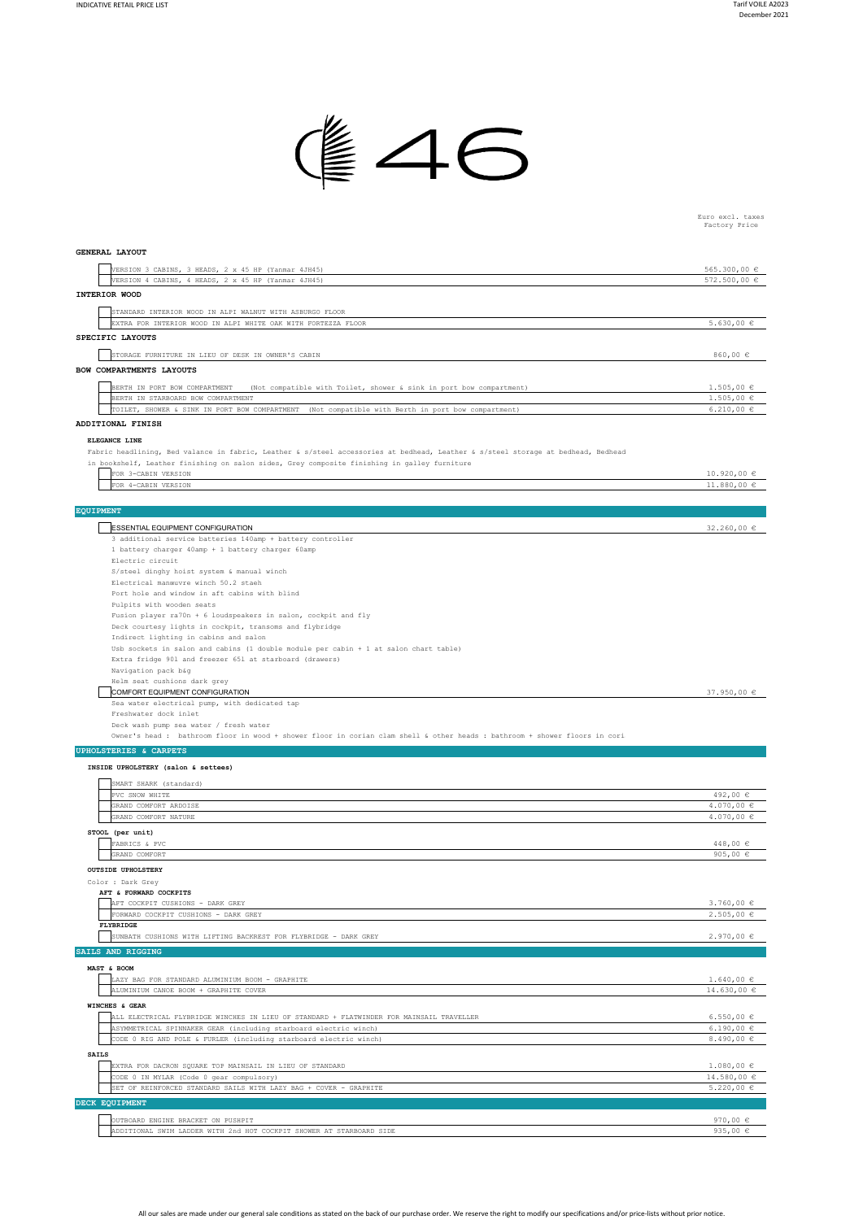# 46

Euro excl. taxes
Factory Price

## GENERAL LAYOUT

| Item | Price |
|---|---|
| VERSION 3 CABINS, 3 HEADS, 2 x 45 HP (Yanmar 4JH45) | 565.300,00 € |
| VERSION 4 CABINS, 4 HEADS, 2 x 45 HP (Yanmar 4JH45) | 572.500,00 € |

## INTERIOR WOOD

| Item | Price |
|---|---|
| STANDARD INTERIOR WOOD IN ALPI WALNUT WITH ASBURGO FLOOR | |
| EXTRA FOR INTERIOR WOOD IN ALPI WHITE OAK WITH FORTEZZA FLOOR | 5.630,00 € |

## SPECIFIC LAYOUTS

| Item | Price |
|---|---|
| STORAGE FURNITURE IN LIEU OF DESK IN OWNER'S CABIN | 860,00 € |

## BOW COMPARTMENTS LAYOUTS

| Item | Price |
|---|---|
| BERTH IN PORT BOW COMPARTMENT (Not compatible with Toilet, shower & sink in port bow compartment) | 1.505,00 € |
| BERTH IN STARBOARD BOW COMPARTMENT | 1.505,00 € |
| TOILET, SHOWER & SINK IN PORT BOW COMPARTMENT (Not compatible with Berth in port bow compartment) | 6.210,00 € |

## ADDITIONAL FINISH

### ELEGANCE LINE

Fabric headlining, Bed valance in fabric, Leather & s/steel accessories at bedhead, Leather & s/steel storage at bedhead, Bedhead in bookshelf, Leather finishing on salon sides, Grey composite finishing in galley furniture

| Item | Price |
|---|---|
| FOR 3-CABIN VERSION | 10.920,00 € |
| FOR 4-CABIN VERSION | 11.880,00 € |

## EQUIPMENT

| Item | Price |
|---|---|
| ESSENTIAL EQUIPMENT CONFIGURATION | 32.260,00 € |

- 3 additional service batteries 140amp + battery controller
- 1 battery charger 40amp + 1 battery charger 60amp
- Electric circuit
- S/steel dinghy hoist system & manual winch
- Electrical manœuvre winch 50.2 staeh
- Port hole and window in aft cabins with blind
- Pulpits with wooden seats
- Fusion player ra70n + 6 loudspeakers in salon, cockpit and fly
- Deck courtesy lights in cockpit, transoms and flybridge
- Indirect lighting in cabins and salon
- Usb sockets in salon and cabins (1 double module per cabin + 1 at salon chart table)
- Extra fridge 90l and freezer 65l at starboard (drawers)
- Navigation pack b&g
- Helm seat cushions dark grey

| Item | Price |
|---|---|
| COMFORT EQUIPMENT CONFIGURATION | 37.950,00 € |

- Sea water electrical pump, with dedicated tap
- Freshwater dock inlet
- Deck wash pump sea water / fresh water
- Owner's head : bathroom floor in wood + shower floor in corian clam shell & other heads : bathroom + shower floors in cori

## UPHOLSTERIES & CARPETS

### INSIDE UPHOLSTERY (salon & settees)

| Item | Price |
|---|---|
| SMART SHARK (standard) | |
| PVC SNOW WHITE | 492,00 € |
| GRAND COMFORT ARDOISE | 4.070,00 € |
| GRAND COMFORT NATURE | 4.070,00 € |

### STOOL (per unit)

| Item | Price |
|---|---|
| FABRICS & PVC | 448,00 € |
| GRAND COMFORT | 905,00 € |

### OUTSIDE UPHOLSTERY

Color : Dark Grey

**AFT & FORWARD COCKPITS**

| Item | Price |
|---|---|
| AFT COCKPIT CUSHIONS - DARK GREY | 3.760,00 € |
| FORWARD COCKPIT CUSHIONS - DARK GREY | 2.505,00 € |

**FLYBRIDGE**

| Item | Price |
|---|---|
| SUNBATH CUSHIONS WITH LIFTING BACKREST FOR FLYBRIDGE - DARK GREY | 2.970,00 € |

## SAILS AND RIGGING

### MAST & BOOM

| Item | Price |
|---|---|
| LAZY BAG FOR STANDARD ALUMINIUM BOOM - GRAPHITE | 1.640,00 € |
| ALUMINIUM CANOE BOOM + GRAPHITE COVER | 14.630,00 € |

### WINCHES & GEAR

| Item | Price |
|---|---|
| ALL ELECTRICAL FLYBRIDGE WINCHES IN LIEU OF STANDARD + FLATWINDER FOR MAINSAIL TRAVELLER | 6.550,00 € |
| ASYMMETRICAL SPINNAKER GEAR (including starboard electric winch) | 6.190,00 € |
| CODE 0 RIG AND POLE & FURLER (including starboard electric winch) | 8.490,00 € |

### SAILS

| Item | Price |
|---|---|
| EXTRA FOR DACRON SQUARE TOP MAINSAIL IN LIEU OF STANDARD | 1.080,00 € |
| CODE 0 IN MYLAR (Code 0 gear compulsory) | 14.580,00 € |
| SET OF REINFORCED STANDARD SAILS WITH LAZY BAG + COVER - GRAPHITE | 5.220,00 € |

## DECK EQUIPMENT

| Item | Price |
|---|---|
| OUTBOARD ENGINE BRACKET ON PUSHPIT | 970,00 € |
| ADDITIONAL SWIM LADDER WITH 2nd HOT COCKPIT SHOWER AT STARBOARD SIDE | 935,00 € |

All our sales are made under our general sale conditions as stated on the back of our purchase order. We reserve the right to modify our specifications and/or price-lists without prior notice.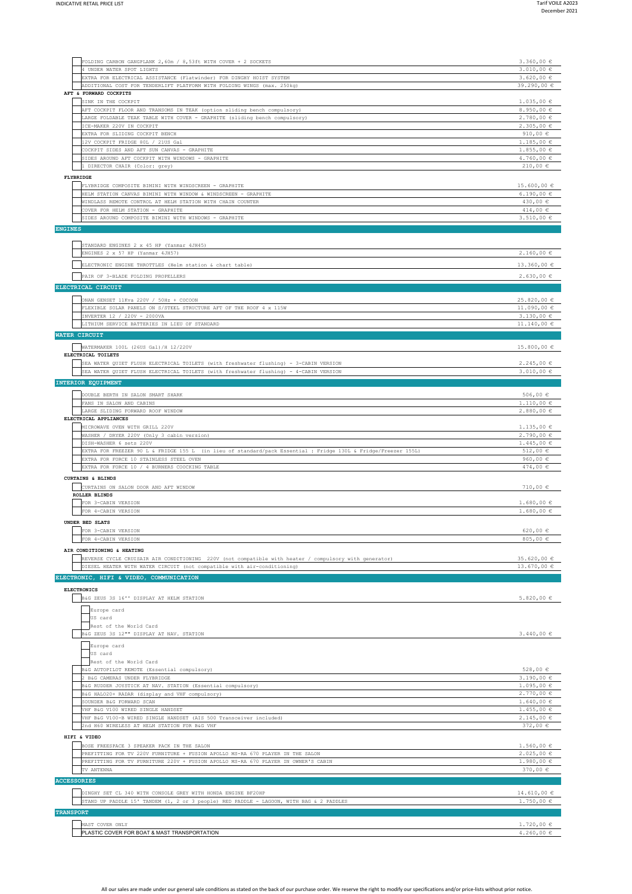| | |
|---|---|
| FOLDING CARBON GANGPLANK 2,60m / 8,53ft WITH COVER + 2 SOCKETS | 3.360,00 € |
| 4 UNDER WATER SPOT LIGHTS | 3.010,00 € |
| EXTRA FOR ELECTRICAL ASSISTANCE (Flatwinder) FOR DINGHY HOIST SYSTEM | 3.620,00 € |
| ADDITIONAL COST FOR TENDERLIFT PLATFORM WITH FOLDING WINGS (max. 250kg) | 39.290,00 € |
| **AFT & FORWARD COCKPITS** | |
| SINK IN THE COCKPIT | 1.035,00 € |
| AFT COCKPIT FLOOR AND TRANSOMS IN TEAK (option sliding bench compulsory) | 8.950,00 € |
| LARGE FOLDABLE TEAK TABLE WITH COVER - GRAPHITE (sliding bench compulsory) | 2.780,00 € |
| ICE-MAKER 220V IN COCKPIT | 2.305,00 € |
| EXTRA FOR SLIDING COCKPIT BENCH | 910,00 € |
| 12V COCKPIT FRIDGE 80L / 21US Gal | 1.185,00 € |
| COCKPIT SIDES AND AFT SUN CANVAS - GRAPHITE | 1.855,00 € |
| SIDES AROUND AFT COCKPIT WITH WINDOWS - GRAPHITE | 4.760,00 € |
| 1 DIRECTOR CHAIR (Color: grey) | 210,00 € |
| **FLYBRIDGE** | |
| FLYBRIDGE COMPOSITE BIMINI WITH WINDSCREEN - GRAPHITE | 15.600,00 € |
| HELM STATION CANVAS BIMINI WITH WINDOW & WINDSCREEN - GRAPHITE | 6.190,00 € |
| WINDLASS REMOTE CONTROL AT HELM STATION WITH CHAIN COUNTER | 430,00 € |
| COVER FOR HELM STATION - GRAPHITE | 414,00 € |
| SIDES AROUND COMPOSITE BIMINI WITH WINDOWS - GRAPHITE | 3.510,00 € |

## ENGINES

| | |
|---|---|
| STANDARD ENGINES 2 x 45 HP (Yanmar 4JH45) | |
| ENGINES 2 x 57 HP (Yanmar 4JH57) | 2.160,00 € |
| ELECTRONIC ENGINE THROTTLES (Helm station & chart table) | 13.360,00 € |
| PAIR OF 3-BLADE FOLDING PROPELLERS | 2.630,00 € |

## ELECTRICAL CIRCUIT

| | |
|---|---|
| ONAN GENSET 11Kva 220V / 50Hz + COCOON | 25.820,00 € |
| FLEXIBLE SOLAR PANELS ON S/STEEL STRUCTURE AFT OF THE ROOF 4 x 115W | 11.090,00 € |
| INVERTER 12 / 220V - 2000VA | 3.130,00 € |
| LITHIUM SERVICE BATTERIES IN LIEU OF STANDARD | 11.140,00 € |

## WATER CIRCUIT

| | |
|---|---|
| WATERMAKER 100L (26US Gal)/H 12/220V | 15.800,00 € |
| **ELECTRICAL TOILETS** | |
| SEA WATER QUIET FLUSH ELECTRICAL TOILETS (with freshwater flushing) - 3-CABIN VERSION | 2.245,00 € |
| SEA WATER QUIET FLUSH ELECTRICAL TOILETS (with freshwater flushing) - 4-CABIN VERSION | 3.010,00 € |

## INTERIOR EQUIPMENT

| | |
|---|---|
| DOUBLE BERTH IN SALON SMART SHARK | 506,00 € |
| FANS IN SALON AND CABINS | 1.110,00 € |
| LARGE SLIDING FORWARD ROOF WINDOW | 2.880,00 € |
| **ELECTRICAL APPLIANCES** | |
| MICROWAVE OVEN WITH GRILL 220V | 1.135,00 € |
| WASHER / DRYER 220V (Only 3 cabin version) | 2.790,00 € |
| DISH-WASHER 6 sets 220V | 1.445,00 € |
| EXTRA FOR FREEZER 90 L & FRIDGE 155 L (in lieu of standard/pack Essential : Fridge 130L & Fridge/Freezer 155L) | 512,00 € |
| EXTRA FOR FORCE 10 STAINLESS STEEL OVEN | 960,00 € |
| EXTRA FOR FORCE 10 / 4 BURNERS COOCKING TABLE | 474,00 € |
| **CURTAINS & BLINDS** | |
| CURTAINS ON SALON DOOR AND AFT WINDOW | 710,00 € |
| **ROLLER BLINDS** | |
| FOR 3-CABIN VERSION | 1.680,00 € |
| FOR 4-CABIN VERSION | 1.680,00 € |
| **UNDER BED SLATS** | |
| FOR 3-CABIN VERSION | 620,00 € |
| FOR 4-CABIN VERSION | 805,00 € |
| **AIR CONDITIONING & HEATING** | |
| REVERSE CYCLE CRUISAIR AIR CONDITIONING 220V (not compatible with heater / compulsory with generator) | 35.620,00 € |
| DIESEL HEATER WITH WATER CIRCUIT (not compatible with air-conditioning) | 13.670,00 € |

## ELECTRONIC, HIFI & VIDEO, COMMUNICATION

| | |
|---|---|
| **ELECTRONICS** | |
| B&G ZEUS 3S 16'' DISPLAY AT HELM STATION | 5.820,00 € |
| Europe card | |
| US card | |
| Rest of the World Card | |
| B&G ZEUS 3S 12"" DISPLAY AT NAV. STATION | 3.440,00 € |
| Europe card | |
| US card | |
| Rest of the World Card | |
| B&G AUTOPILOT REMOTE (Essential compulsory) | 528,00 € |
| 2 B&G CAMERAS UNDER FLYBRIDGE | 3.190,00 € |
| B&G RUDDER JOYSTICK AT NAV. STATION (Essential compulsory) | 1.095,00 € |
| B&G HALO20+ RADAR (display and VHF compulsory) | 2.770,00 € |
| SOUNDER B&G FORWARD SCAN | 1.640,00 € |
| VHF B&G V100 WIRED SINGLE HANDSET | 1.455,00 € |
| VHF B&G V100-B WIRED SINGLE HANDSET (AIS 500 Transceiver included) | 2.145,00 € |
| 2nd H60 WIRELESS AT HELM STATION FOR B&G VHF | 372,00 € |
| **HIFI & VIDEO** | |
| BOSE FREESPACE 3 SPEAKER PACK IN THE SALON | 1.560,00 € |
| PREFITTING FOR TV 220V FURNITURE + FUSION APOLLO MS-RA 670 PLAYER IN THE SALON | 2.025,00 € |
| PREFITTING FOR TV FURNITURE 220V + FUSION APOLLO MS-RA 670 PLAYER IN OWNER'S CABIN | 1.980,00 € |
| TV ANTENNA | 370,00 € |

## ACCESSORIES

| | |
|---|---|
| DINGHY SET CL 340 WITH CONSOLE GREY WITH HONDA ENGINE BF20HP | 14.610,00 € |
| STAND UP PADDLE 15' TANDEM (1, 2 or 3 people) RED PADDLE - LAGOON, WITH BAG & 2 PADDLES | 1.750,00 € |

## TRANSPORT

| | |
|---|---|
| MAST COVER ONLY | 1.720,00 € |
| PLASTIC COVER FOR BOAT & MAST TRANSPORTATION | 4.260,00 € |

All our sales are made under our general sale conditions as stated on the back of our purchase order. We reserve the right to modify our specifications and/or price-lists without prior notice.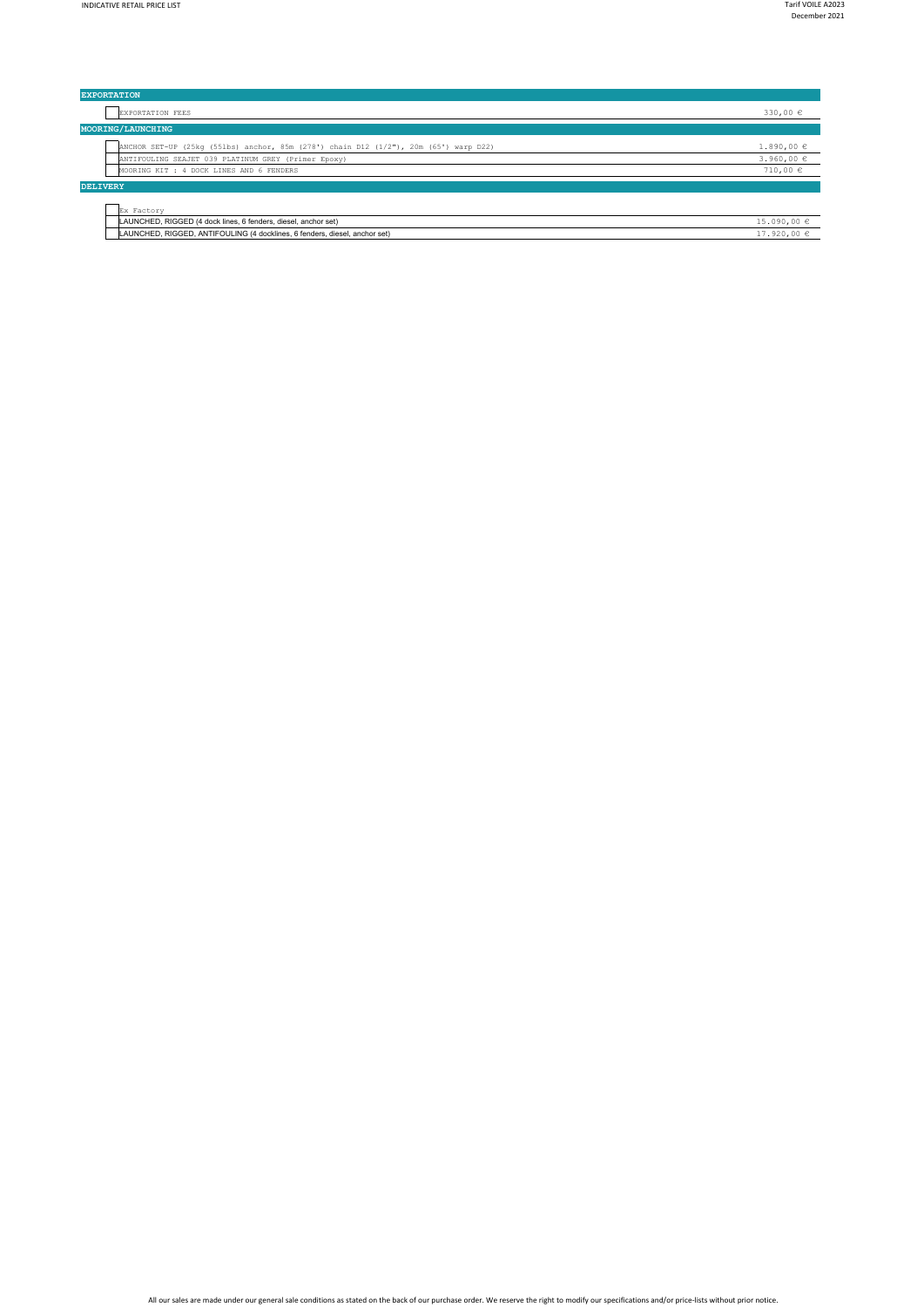## EXPORTATION

| | | |
|---|---|---|
| | EXPORTATION FEES | 330,00 € |

## MOORING/LAUNCHING

| | | |
|---|---|---|
| | ANCHOR SET-UP (25kg (55lbs) anchor, 85m (278') chain D12 (1/2"), 20m (65') warp D22) | 1.890,00 € |
| | ANTIFOULING SEAJET 039 PLATINUM GREY (Primer Epoxy) | 3.960,00 € |
| | MOORING KIT : 4 DOCK LINES AND 6 FENDERS | 710,00 € |

## DELIVERY

| | | |
|---|---|---|
| | Ex Factory | |
| | LAUNCHED, RIGGED (4 dock lines, 6 fenders, diesel, anchor set) | 15.090,00 € |
| | LAUNCHED, RIGGED, ANTIFOULING (4 docklines, 6 fenders, diesel, anchor set) | 17.920,00 € |

All our sales are made under our general sale conditions as stated on the back of our purchase order. We reserve the right to modify our specifications and/or price-lists without prior notice.